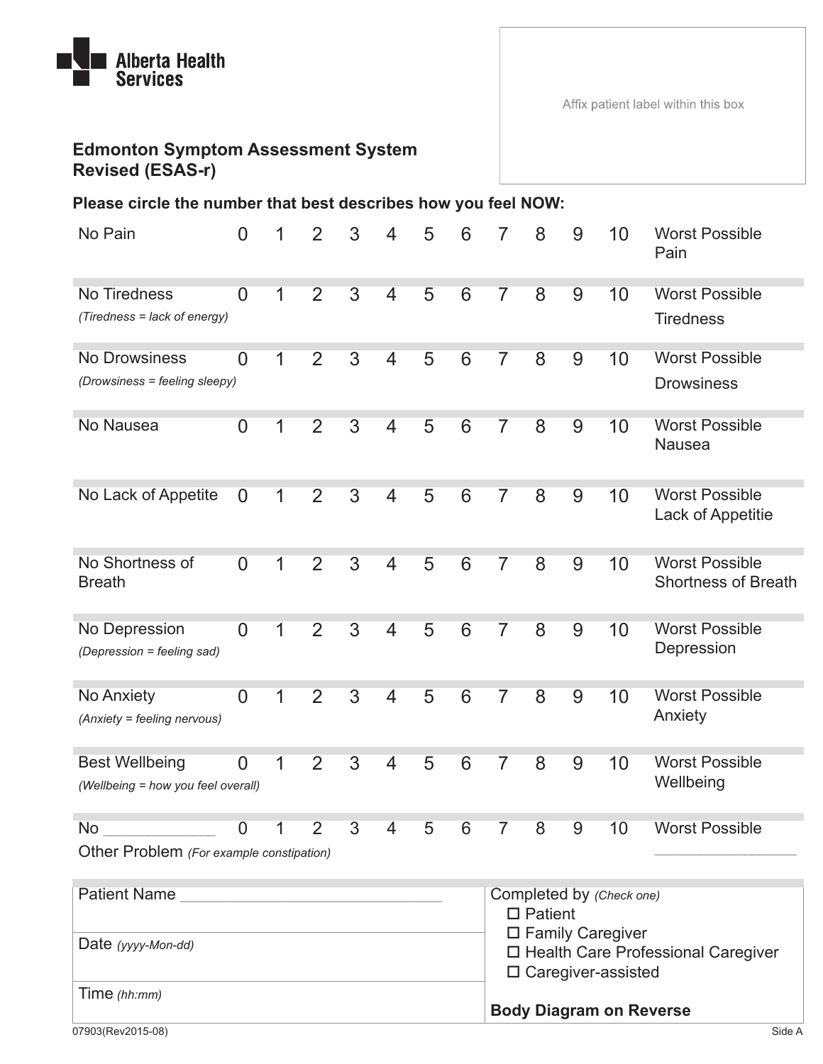Alberta Health Services

Affix patient label within this box

# Edmonton Symptom Assessment System Revised (ESAS-r)

**Please circle the number that best describes how you feel NOW:**

| | | | | | | | | | | | | |
|---|---|---|---|---|---|---|---|---|---|---|---|---|
| No Pain | 0 | 1 | 2 | 3 | 4 | 5 | 6 | 7 | 8 | 9 | 10 | Worst Possible Pain |
| No Tiredness *(Tiredness = lack of energy)* | 0 | 1 | 2 | 3 | 4 | 5 | 6 | 7 | 8 | 9 | 10 | Worst Possible Tiredness |
| No Drowsiness *(Drowsiness = feeling sleepy)* | 0 | 1 | 2 | 3 | 4 | 5 | 6 | 7 | 8 | 9 | 10 | Worst Possible Drowsiness |
| No Nausea | 0 | 1 | 2 | 3 | 4 | 5 | 6 | 7 | 8 | 9 | 10 | Worst Possible Nausea |
| No Lack of Appetite | 0 | 1 | 2 | 3 | 4 | 5 | 6 | 7 | 8 | 9 | 10 | Worst Possible Lack of Appetitie |
| No Shortness of Breath | 0 | 1 | 2 | 3 | 4 | 5 | 6 | 7 | 8 | 9 | 10 | Worst Possible Shortness of Breath |
| No Depression *(Depression = feeling sad)* | 0 | 1 | 2 | 3 | 4 | 5 | 6 | 7 | 8 | 9 | 10 | Worst Possible Depression |
| No Anxiety *(Anxiety = feeling nervous)* | 0 | 1 | 2 | 3 | 4 | 5 | 6 | 7 | 8 | 9 | 10 | Worst Possible Anxiety |
| Best Wellbeing *(Wellbeing = how you feel overall)* | 0 | 1 | 2 | 3 | 4 | 5 | 6 | 7 | 8 | 9 | 10 | Worst Possible Wellbeing |
| No ____________ Other Problem *(For example constipation)* | 0 | 1 | 2 | 3 | 4 | 5 | 6 | 7 | 8 | 9 | 10 | Worst Possible ________________ |

| | |
|---|---|
| Patient Name ______________________________ | Completed by *(Check one)* |
| Date *(yyyy-Mon-dd)* | ☐ Patient<br>☐ Family Caregiver<br>☐ Health Care Professional Caregiver<br>☐ Caregiver-assisted |
| Time *(hh:mm)* | **Body Diagram on Reverse** |

07903(Rev2015-08)

Side A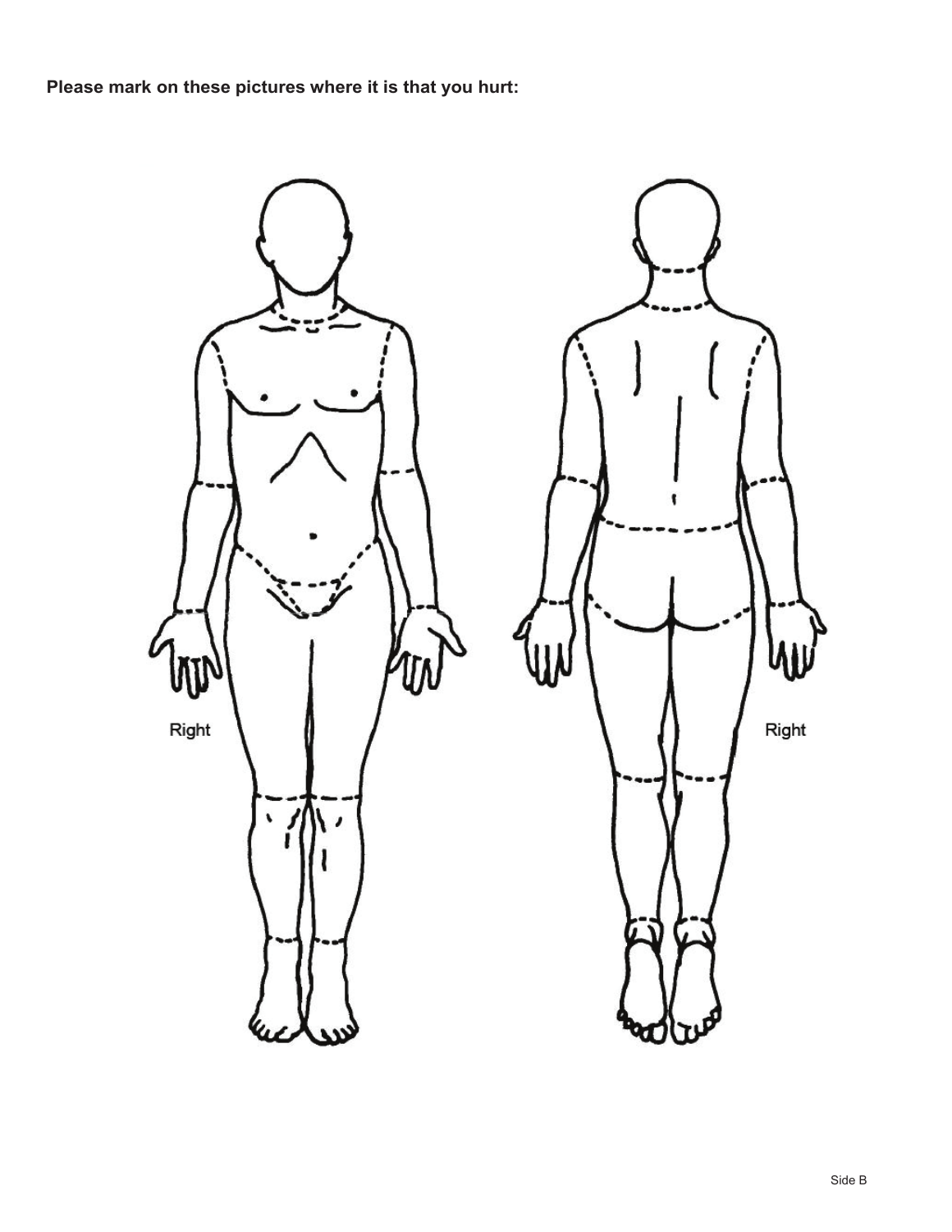**Please mark on these pictures where it is that you hurt:**

Right

Right

Side B